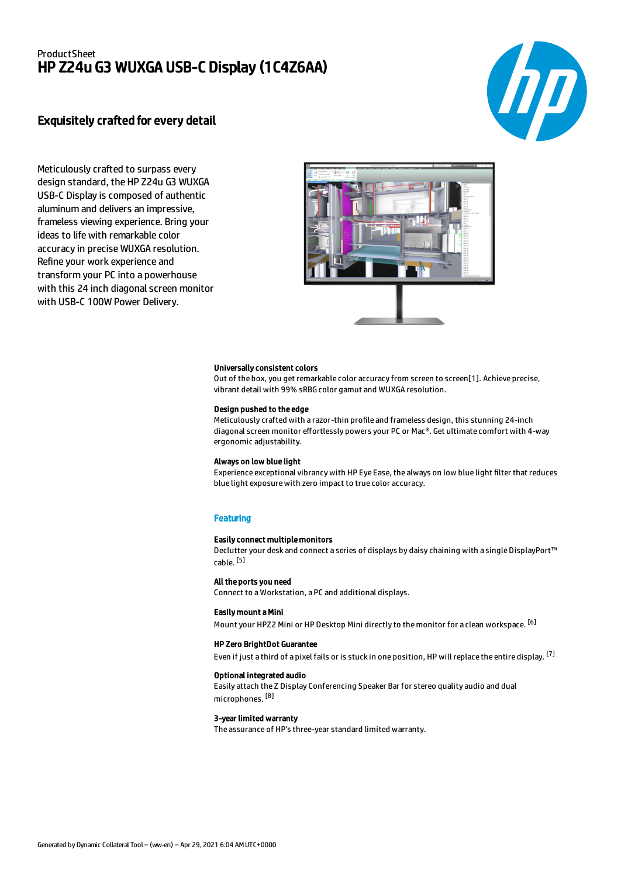ProductSheet

# HP Z24u G3 WUXGA USB-C Display (1C4Z6AA)

## Exquisitely crafted for every detail

Meticulously crafted to surpass every design standard, the HP Z24u G3 WUXGA USB-C Display is composed of authentic aluminum and delivers an impressive, frameless viewing experience. Bring your ideas to life with remarkable color accuracy in precise WUXGA resolution. Refine your work experience and transform your PC into a powerhouse with this 24 inch diagonal screen monitor with USB-C 100W Power Delivery.

**Universally consistent colors**
Out of the box, you get remarkable color accuracy from screen to screen[1]. Achieve precise, vibrant detail with 99% sRBG color gamut and WUXGA resolution.

**Design pushed to the edge**
Meticulously crafted with a razor-thin profile and frameless design, this stunning 24-inch diagonal screen monitor effortlessly powers your PC or Mac®. Get ultimate comfort with 4-way ergonomic adjustability.

**Always on low blue light**
Experience exceptional vibrancy with HP Eye Ease, the always on low blue light filter that reduces blue light exposure with zero impact to true color accuracy.

### Featuring

**Easily connect multiple monitors**
Declutter your desk and connect a series of displays by daisy chaining with a single DisplayPort™ cable. [5]

**All the ports you need**
Connect to a Workstation, a PC and additional displays.

**Easily mount a Mini**
Mount your HPZ2 Mini or HP Desktop Mini directly to the monitor for a clean workspace. [6]

**HP Zero BrightDot Guarantee**
Even if just a third of a pixel fails or is stuck in one position, HP will replace the entire display. [7]

**Optional integrated audio**
Easily attach the Z Display Conferencing Speaker Bar for stereo quality audio and dual microphones. [8]

**3-year limited warranty**
The assurance of HP's three-year standard limited warranty.

Generated by Dynamic Collateral Tool – (ww-en) – Apr 29, 2021 6:04 AM UTC+0000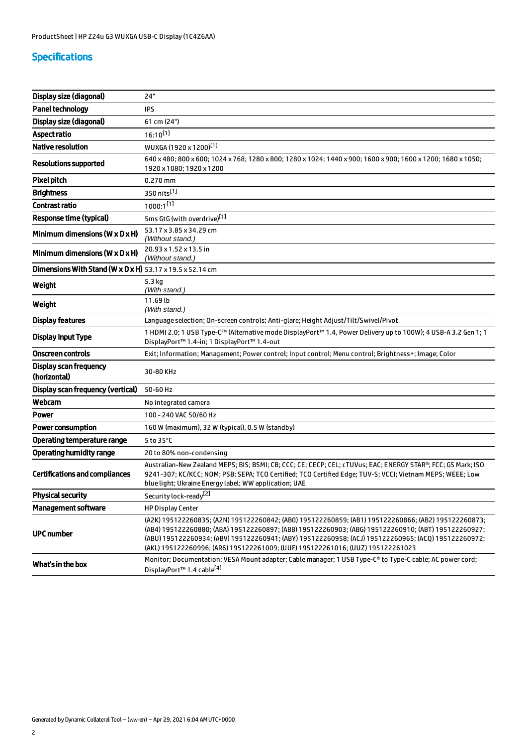## Specifications

| | |
|---|---|
| **Display size (diagonal)** | 24" |
| **Panel technology** | IPS |
| **Display size (diagonal)** | 61 cm (24") |
| **Aspect ratio** | 16:10[1] |
| **Native resolution** | WUXGA (1920 x 1200)[1] |
| **Resolutions supported** | 640 x 480; 800 x 600; 1024 x 768; 1280 x 800; 1280 x 1024; 1440 x 900; 1600 x 900; 1600 x 1200; 1680 x 1050; 1920 x 1080; 1920 x 1200 |
| **Pixel pitch** | 0.270 mm |
| **Brightness** | 350 nits[1] |
| **Contrast ratio** | 1000:1[1] |
| **Response time (typical)** | 5ms GtG (with overdrive)[1] |
| **Minimum dimensions (W x D x H)** | 53.17 x 3.85 x 34.29 cm *(Without stand.)* |
| **Minimum dimensions (W x D x H)** | 20.93 x 1.52 x 13.5 in *(Without stand.)* |
| **Dimensions With Stand (W x D x H)** | 53.17 x 19.5 x 52.14 cm |
| **Weight** | 5.3 kg *(With stand.)* |
| **Weight** | 11.69 lb *(With stand.)* |
| **Display features** | Language selection; On-screen controls; Anti-glare; Height Adjust/Tilt/Swivel/Pivot |
| **Display Input Type** | 1 HDMI 2.0; 1 USB Type-C™ (Alternative mode DisplayPort™ 1.4, Power Delivery up to 100W); 4 USB-A 3.2 Gen 1; 1 DisplayPort™ 1.4-in; 1 DisplayPort™ 1.4-out |
| **Onscreen controls** | Exit; Information; Management; Power control; Input control; Menu control; Brightness+; Image; Color |
| **Display scan frequency (horizontal)** | 30-80 KHz |
| **Display scan frequency (vertical)** | 50-60 Hz |
| **Webcam** | No integrated camera |
| **Power** | 100 - 240 VAC 50/60 Hz |
| **Power consumption** | 160 W (maximum), 32 W (typical), 0.5 W (standby) |
| **Operating temperature range** | 5 to 35°C |
| **Operating humidity range** | 20 to 80% non-condensing |
| **Certifications and compliances** | Australian-New Zealand MEPS; BIS; BSMI; CB; CCC; CE; CECP; CEL; cTUVus; EAC; ENERGY STAR®; FCC; GS Mark; ISO 9241-307; KC/KCC; NOM; PSB; SEPA; TCO Certified; TCO Certified Edge; TUV-S; VCCI; Vietnam MEPS; WEEE; Low blue light; Ukraine Energy label; WW application; UAE |
| **Physical security** | Security lock-ready[2] |
| **Management software** | HP Display Center |
| **UPC number** | (A2K) 195122260835; (A2N) 195122260842; (AB0) 195122260859; (AB1) 195122260866; (AB2) 195122260873; (AB4) 195122260880; (ABA) 195122260897; (ABB) 195122260903; (ABG) 195122260910; (ABT) 195122260927; (ABU) 195122260934; (ABV) 195122260941; (ABY) 195122260958; (ACJ) 195122260965; (ACQ) 195122260972; (AKL) 195122260996; (AR6) 195122261009; (UUF) 195122261016; (UUZ) 195122261023 |
| **What's in the box** | Monitor; Documentation; VESA Mount adapter; Cable manager; 1 USB Type-C® to Type-C cable; AC power cord; DisplayPort™ 1.4 cable[4] |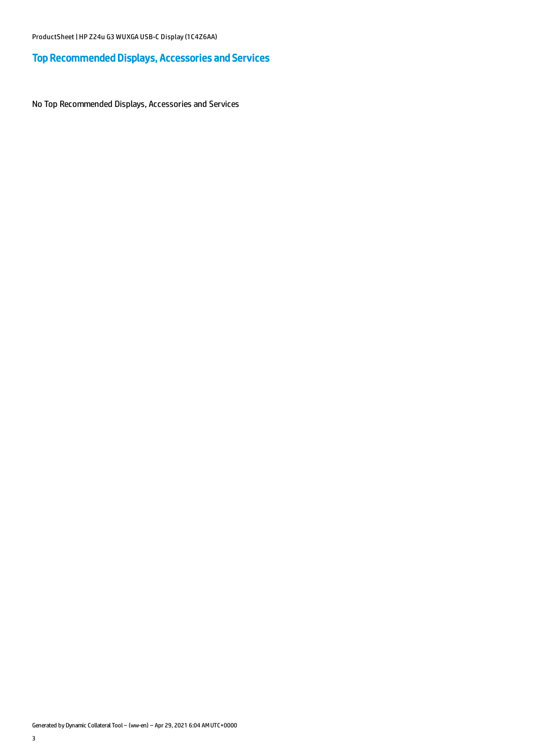## Top Recommended Displays, Accessories and Services

No Top Recommended Displays, Accessories and Services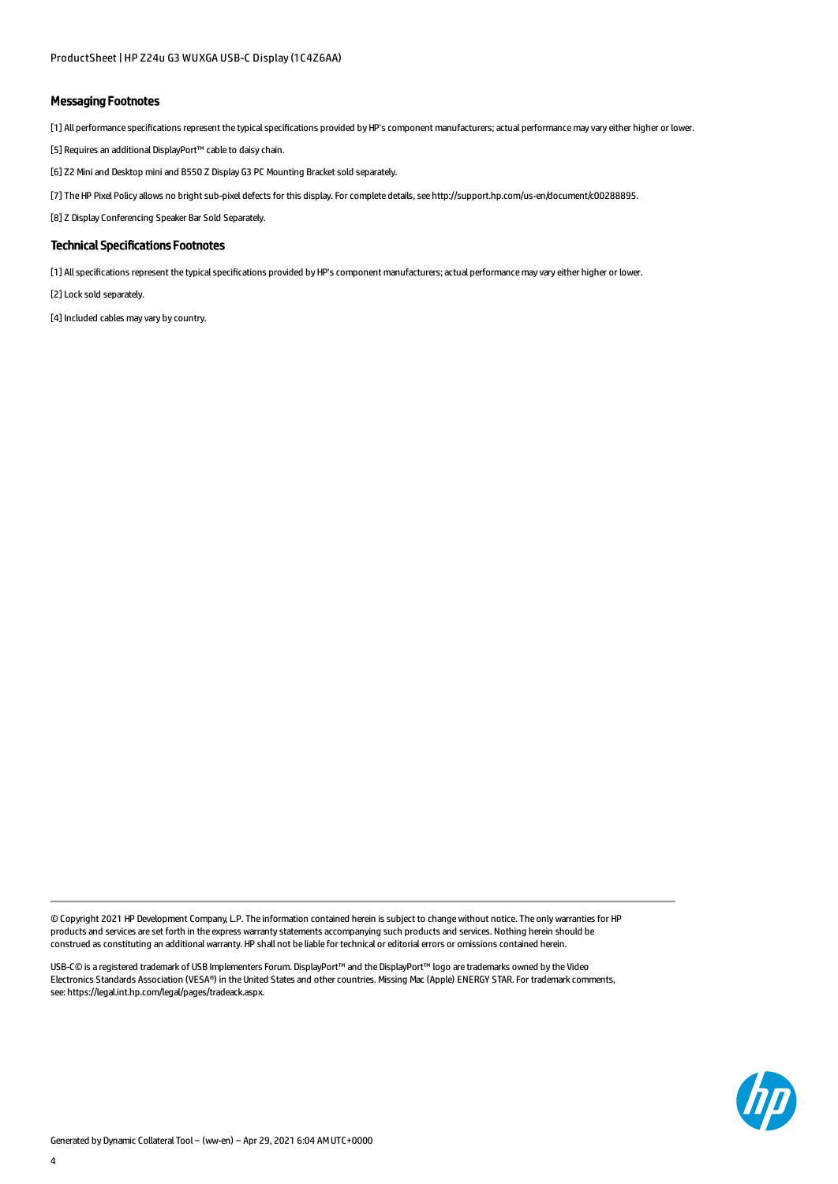## Messaging Footnotes

[1] All performance specifications represent the typical specifications provided by HP's component manufacturers; actual performance may vary either higher or lower.

[5] Requires an additional DisplayPort™ cable to daisy chain.

[6] Z2 Mini and Desktop mini and B550 Z Display G3 PC Mounting Bracket sold separately.

[7] The HP Pixel Policy allows no bright sub-pixel defects for this display. For complete details, see http://support.hp.com/us-en/document/c00288895.

[8] Z Display Conferencing Speaker Bar Sold Separately.

## Technical Specifications Footnotes

[1] All specifications represent the typical specifications provided by HP's component manufacturers; actual performance may vary either higher or lower.

[2] Lock sold separately.

[4] Included cables may vary by country.

---

© Copyright 2021 HP Development Company, L.P. The information contained herein is subject to change without notice. The only warranties for HP products and services are set forth in the express warranty statements accompanying such products and services. Nothing herein should be construed as constituting an additional warranty. HP shall not be liable for technical or editorial errors or omissions contained herein.

USB-C© is a registered trademark of USB Implementers Forum. DisplayPort™ and the DisplayPort™ logo are trademarks owned by the Video Electronics Standards Association (VESA®) in the United States and other countries. Missing Mac (Apple) ENERGY STAR. For trademark comments, see: https://legal.int.hp.com/legal/pages/tradeack.aspx.

Generated by Dynamic Collateral Tool – (ww-en) – Apr 29, 2021 6:04 AM UTC+0000